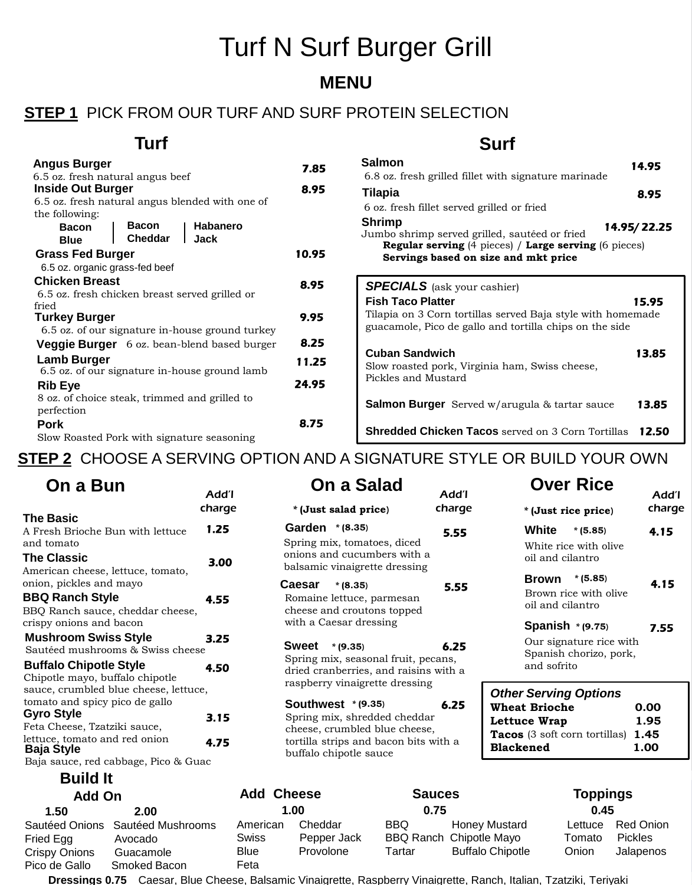# Turf N Surf Burger Grill

## MENU

## **STEP 1** PICK FROM OUR TURF AND SURF PROTEIN SELECTION

### Turf

**Angus Burger** 7.85
6.5 oz. fresh natural angus beef

**Inside Out Burger** 8.95
6.5 oz. fresh natural angus blended with one of the following:
Bacon Blue | Bacon Cheddar | Habanero Jack

**Grass Fed Burger** 10.95
6.5 oz. organic grass-fed beef

**Chicken Breast** 8.95
6.5 oz. fresh chicken breast served grilled or fried

**Turkey Burger** 9.95
6.5 oz. of our signature in-house ground turkey

**Veggie Burger** 6 oz. bean-blend based burger 8.25

**Lamb Burger** 11.25
6.5 oz. of our signature in-house ground lamb

**Rib Eye** 24.95
8 oz. of choice steak, trimmed and grilled to perfection

**Pork** 8.75
Slow Roasted Pork with signature seasoning

### Surf

**Salmon** 14.95
6.8 oz. fresh grilled fillet with signature marinade

**Tilapia** 8.95
6 oz. fresh fillet served grilled or fried

**Shrimp** 14.95/ 22.25
Jumbo shrimp served grilled, sautéed or fried
**Regular serving** (4 pieces) / **Large serving** (6 pieces)
**Servings based on size and mkt price**

### *SPECIALS* (ask your cashier)

**Fish Taco Platter** 15.95
Tilapia on 3 Corn tortillas served Baja style with homemade guacamole, Pico de gallo and tortilla chips on the side

**Cuban Sandwich** 13.85
Slow roasted pork, Virginia ham, Swiss cheese, Pickles and Mustard

**Salmon Burger** Served w/arugula & tartar sauce 13.85

**Shredded Chicken Tacos** served on 3 Corn Tortillas 12.50

## **STEP 2** CHOOSE A SERVING OPTION AND A SIGNATURE STYLE OR BUILD YOUR OWN

### On a Bun

| | Add'l charge |
|---|---|
| **The Basic** A Fresh Brioche Bun with lettuce and tomato | 1.25 |
| **The Classic** American cheese, lettuce, tomato, onion, pickles and mayo | 3.00 |
| **BBQ Ranch Style** BBQ Ranch sauce, cheddar cheese, crispy onions and bacon | 4.55 |
| **Mushroom Swiss Style** Sautéed mushrooms & Swiss cheese | 3.25 |
| **Buffalo Chipotle Style** Chipotle mayo, buffalo chipotle sauce, crumbled blue cheese, lettuce, tomato and spicy pico de gallo | 4.50 |
| **Gyro Style** Feta Cheese, Tzatziki sauce, lettuce, tomato and red onion | 3.15 |
| **Baja Style** Baja sauce, red cabbage, Pico & Guac | 4.75 |

### On a Salad

| * (Just salad price) | Add'l charge |
|---|---|
| **Garden** * (8.35) Spring mix, tomatoes, diced onions and cucumbers with a balsamic vinaigrette dressing | 5.55 |
| **Caesar** * (8.35) Romaine lettuce, parmesan cheese and croutons topped with a Caesar dressing | 5.55 |
| **Sweet** * (9.35) Spring mix, seasonal fruit, pecans, dried cranberries, and raisins with a raspberry vinaigrette dressing | 6.25 |
| **Southwest** * (9.35) Spring mix, shredded cheddar cheese, crumbled blue cheese, tortilla strips and bacon bits with a buffalo chipotle sauce | 6.25 |

### Over Rice

| * (Just rice price) | Add'l charge |
|---|---|
| **White** * (5.85) White rice with olive oil and cilantro | 4.15 |
| **Brown** * (5.85) Brown rice with olive oil and cilantro | 4.15 |
| **Spanish** * (9.75) Our signature rice with Spanish chorizo, pork, and sofrito | 7.55 |

### *Other Serving Options*

| | |
|---|---|
| **Wheat Brioche** | 0.00 |
| **Lettuce Wrap** | 1.95 |
| **Tacos** (3 soft corn tortillas) | 1.45 |
| **Blackened** | 1.00 |

### Build It

**Add On**

| 1.50 | 2.00 |
|---|---|
| Sautéed Onions | Sautéed Mushrooms |
| Fried Egg | Avocado |
| Crispy Onions | Guacamole |
| Pico de Gallo | Smoked Bacon |

**Add Cheese** 1.00

American, Cheddar, Swiss, Pepper Jack, Blue, Provolone, Feta

**Sauces** 0.75

BBQ, Honey Mustard, BBQ Ranch, Chipotle Mayo, Tartar, Buffalo Chipotle

**Toppings** 0.45

Lettuce, Red Onion, Tomato, Pickles, Onion, Jalapenos

**Dressings 0.75** Caesar, Blue Cheese, Balsamic Vinaigrette, Raspberry Vinaigrette, Ranch, Italian, Tzatziki, Teriyaki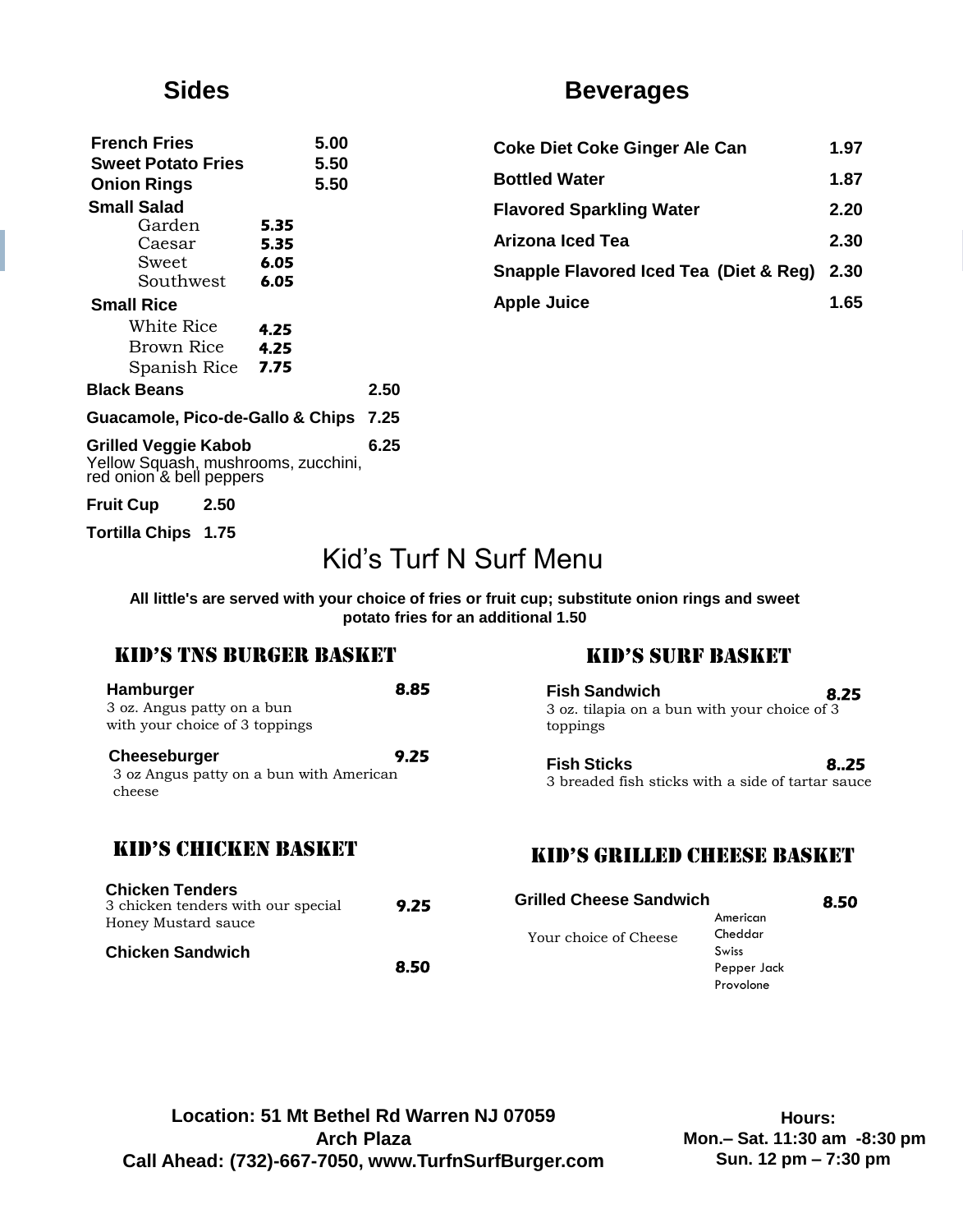## Sides

| | |
|---|---|
| **French Fries** | 5.00 |
| **Sweet Potato Fries** | 5.50 |
| **Onion Rings** | 5.50 |

**Small Salad**

| | |
|---|---|
| Garden | 5.35 |
| Caesar | 5.35 |
| Sweet | 6.05 |
| Southwest | 6.05 |

**Small Rice**

| | |
|---|---|
| White Rice | 4.25 |
| Brown Rice | 4.25 |
| Spanish Rice | 7.75 |

| | |
|---|---|
| **Black Beans** | 2.50 |
| **Guacamole, Pico-de-Gallo & Chips** | 7.25 |
| **Grilled Veggie Kabob**<br>Yellow Squash, mushrooms, zucchini, red onion & bell peppers | 6.25 |
| **Fruit Cup** | 2.50 |
| **Tortilla Chips** | 1.75 |

## Beverages

| | |
|---|---|
| **Coke Diet Coke Ginger Ale Can** | 1.97 |
| **Bottled Water** | 1.87 |
| **Flavored Sparkling Water** | 2.20 |
| **Arizona Iced Tea** | 2.30 |
| **Snapple Flavored Iced Tea (Diet & Reg)** | 2.30 |
| **Apple Juice** | 1.65 |

# Kid's Turf N Surf Menu

**All little's are served with your choice of fries or fruit cup; substitute onion rings and sweet potato fries for an additional 1.50**

### KID'S TNS BURGER BASKET

**Hamburger** 8.85
3 oz. Angus patty on a bun with your choice of 3 toppings

**Cheeseburger** 9.25
3 oz Angus patty on a bun with American cheese

### KID'S SURF BASKET

**Fish Sandwich** 8.25
3 oz. tilapia on a bun with your choice of 3 toppings

**Fish Sticks** 8..25
3 breaded fish sticks with a side of tartar sauce

### KID'S CHICKEN BASKET

**Chicken Tenders** 9.25
3 chicken tenders with our special Honey Mustard sauce

**Chicken Sandwich** 8.50

### KID'S GRILLED CHEESE BASKET

**Grilled Cheese Sandwich** 8.50

Your choice of Cheese
- American
- Cheddar
- Swiss
- Pepper Jack
- Provolone

**Location: 51 Mt Bethel Rd Warren NJ 07059**
**Arch Plaza**
**Call Ahead: (732)-667-7050, www.TurfnSurfBurger.com**

**Hours:**
**Mon.– Sat. 11:30 am -8:30 pm**
**Sun. 12 pm – 7:30 pm**